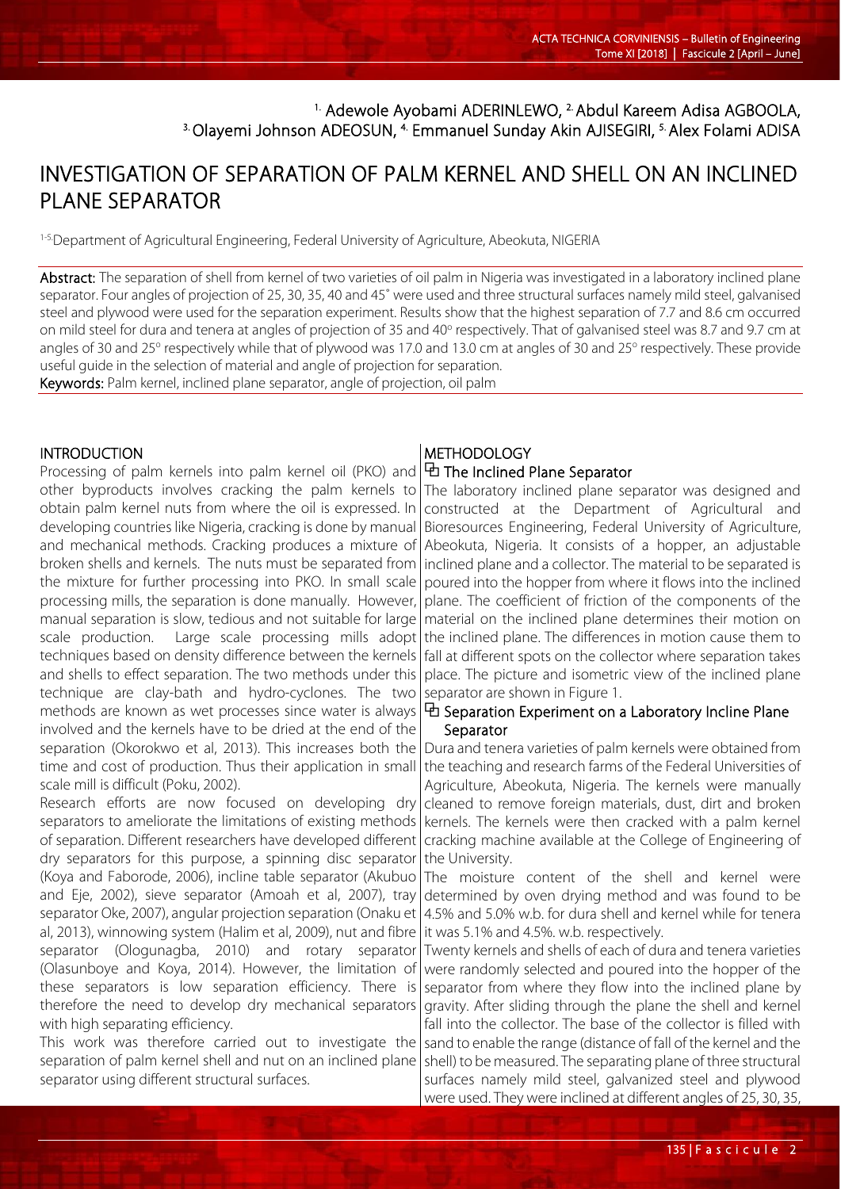[1.] Adewole Ayobami ADERINLEWO, [2.] Abdul Kareem Adisa AGBOOLA, [3.] Olayemi Johnson ADEOSUN, [4.] Emmanuel Sunday Akin AJISEGIRI, [5.] Alex Folami ADISA

# INVESTIGATION OF SEPARATION OF PALM KERNEL AND SHELL ON AN INCLINED PLANE SEPARATOR

[1-5.] Department of Agricultural Engineering, Federal University of Agriculture, Abeokuta, NIGERIA

**Abstract:** The separation of shell from kernel of two varieties of oil palm in Nigeria was investigated in a laboratory inclined plane separator. Four angles of projection of 25, 30, 35, 40 and 45° were used and three structural surfaces namely mild steel, galvanised steel and plywood were used for the separation experiment. Results show that the highest separation of 7.7 and 8.6 cm occurred on mild steel for dura and tenera at angles of projection of 35 and 40° respectively. That of galvanised steel was 8.7 and 9.7 cm at angles of 30 and 25° respectively while that of plywood was 17.0 and 13.0 cm at angles of 30 and 25° respectively. These provide useful guide in the selection of material and angle of projection for separation.

**Keywords:** Palm kernel, inclined plane separator, angle of projection, oil palm

## INTRODUCTION

Processing of palm kernels into palm kernel oil (PKO) and other byproducts involves cracking the palm kernels to obtain palm kernel nuts from where the oil is expressed. In developing countries like Nigeria, cracking is done by manual and mechanical methods. Cracking produces a mixture of broken shells and kernels. The nuts must be separated from the mixture for further processing into PKO. In small scale processing mills, the separation is done manually. However, manual separation is slow, tedious and not suitable for large scale production. Large scale processing mills adopt techniques based on density difference between the kernels and shells to effect separation. The two methods under this technique are clay-bath and hydro-cyclones. The two methods are known as wet processes since water is always involved and the kernels have to be dried at the end of the separation (Okorokwo et al, 2013). This increases both the time and cost of production. Thus their application in small scale mill is difficult (Poku, 2002).

Research efforts are now focused on developing dry separators to ameliorate the limitations of existing methods of separation. Different researchers have developed different dry separators for this purpose, a spinning disc separator (Koya and Faborode, 2006), incline table separator (Akubuo and Eje, 2002), sieve separator (Amoah et al, 2007), tray separator Oke, 2007), angular projection separation (Onaku et al, 2013), winnowing system (Halim et al, 2009), nut and fibre separator (Ologunagba, 2010) and rotary separator (Olasunboye and Koya, 2014). However, the limitation of these separators is low separation efficiency. There is therefore the need to develop dry mechanical separators with high separating efficiency.

This work was therefore carried out to investigate the separation of palm kernel shell and nut on an inclined plane separator using different structural surfaces.

## METHODOLOGY

### The Inclined Plane Separator

The laboratory inclined plane separator was designed and constructed at the Department of Agricultural and Bioresources Engineering, Federal University of Agriculture, Abeokuta, Nigeria. It consists of a hopper, an adjustable inclined plane and a collector. The material to be separated is poured into the hopper from where it flows into the inclined plane. The coefficient of friction of the components of the material on the inclined plane determines their motion on the inclined plane. The differences in motion cause them to fall at different spots on the collector where separation takes place. The picture and isometric view of the inclined plane separator are shown in Figure 1.

### Separation Experiment on a Laboratory Incline Plane Separator

Dura and tenera varieties of palm kernels were obtained from the teaching and research farms of the Federal Universities of Agriculture, Abeokuta, Nigeria. The kernels were manually cleaned to remove foreign materials, dust, dirt and broken kernels. The kernels were then cracked with a palm kernel cracking machine available at the College of Engineering of the University.

The moisture content of the shell and kernel were determined by oven drying method and was found to be 4.5% and 5.0% w.b. for dura shell and kernel while for tenera it was 5.1% and 4.5%. w.b. respectively.

Twenty kernels and shells of each of dura and tenera varieties were randomly selected and poured into the hopper of the separator from where they flow into the inclined plane by gravity. After sliding through the plane the shell and kernel fall into the collector. The base of the collector is filled with sand to enable the range (distance of fall of the kernel and the shell) to be measured. The separating plane of three structural surfaces namely mild steel, galvanized steel and plywood were used. They were inclined at different angles of 25, 30, 35,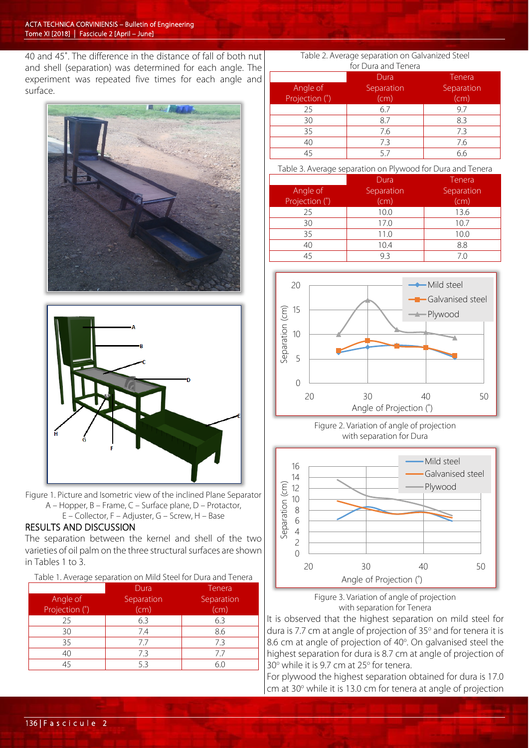40 and 45˚. The difference in the distance of fall of both nut and shell (separation) was determined for each angle. The experiment was repeated five times for each angle and surface.

Figure 1. Picture and Isometric view of the inclined Plane Separator
A – Hopper, B – Frame, C – Surface plane, D – Protactor,
E – Collector, F – Adjuster, G – Screw, H – Base

## RESULTS AND DISCUSSION

The separation between the kernel and shell of the two varieties of oil palm on the three structural surfaces are shown in Tables 1 to 3.

Table 1. Average separation on Mild Steel for Dura and Tenera

| Angle of Projection (˚) | Dura Separation (cm) | Tenera Separation (cm) |
|---|---|---|
| 25 | 6.3 | 6.3 |
| 30 | 7.4 | 8.6 |
| 35 | 7.7 | 7.3 |
| 40 | 7.3 | 7.7 |
| 45 | 5.3 | 6.0 |

Table 2. Average separation on Galvanized Steel for Dura and Tenera

| Angle of Projection (˚) | Dura Separation (cm) | Tenera Separation (cm) |
|---|---|---|
| 25 | 6.7 | 9.7 |
| 30 | 8.7 | 8.3 |
| 35 | 7.6 | 7.3 |
| 40 | 7.3 | 7.6 |
| 45 | 5.7 | 6.6 |

Table 3. Average separation on Plywood for Dura and Tenera

| Angle of Projection (˚) | Dura Separation (cm) | Tenera Separation (cm) |
|---|---|---|
| 25 | 10.0 | 13.6 |
| 30 | 17.0 | 10.7 |
| 35 | 11.0 | 10.0 |
| 40 | 10.4 | 8.8 |
| 45 | 9.3 | 7.0 |

Figure 2. Variation of angle of projection with separation for Dura

Figure 3. Variation of angle of projection with separation for Tenera

It is observed that the highest separation on mild steel for dura is 7.7 cm at angle of projection of 35° and for tenera it is 8.6 cm at angle of projection of 40°. On galvanised steel the highest separation for dura is 8.7 cm at angle of projection of 30° while it is 9.7 cm at 25° for tenera.

For plywood the highest separation obtained for dura is 17.0 cm at 30° while it is 13.0 cm for tenera at angle of projection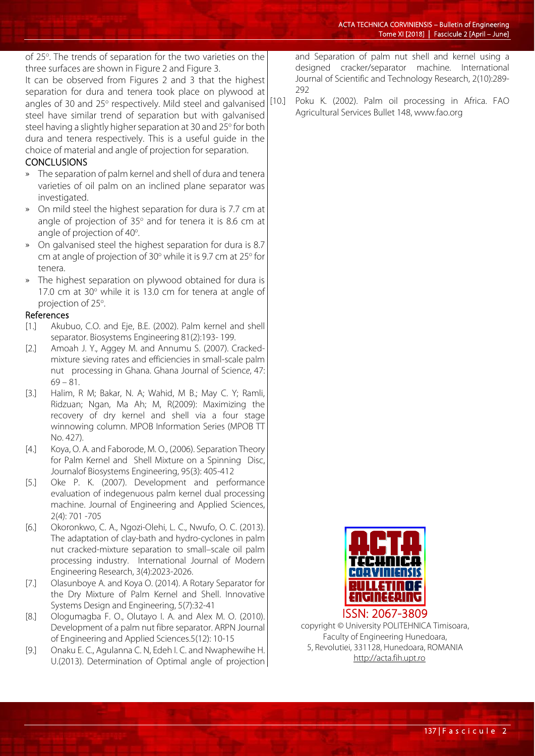of 25°. The trends of separation for the two varieties on the three surfaces are shown in Figure 2 and Figure 3.

It can be observed from Figures 2 and 3 that the highest separation for dura and tenera took place on plywood at angles of 30 and 25° respectively. Mild steel and galvanised steel have similar trend of separation but with galvanised steel having a slightly higher separation at 30 and 25° for both dura and tenera respectively. This is a useful guide in the choice of material and angle of projection for separation.

## CONCLUSIONS

» The separation of palm kernel and shell of dura and tenera varieties of oil palm on an inclined plane separator was investigated.

» On mild steel the highest separation for dura is 7.7 cm at angle of projection of 35° and for tenera it is 8.6 cm at angle of projection of 40°.

» On galvanised steel the highest separation for dura is 8.7 cm at angle of projection of 30° while it is 9.7 cm at 25° for tenera.

» The highest separation on plywood obtained for dura is 17.0 cm at 30° while it is 13.0 cm for tenera at angle of projection of 25°.

## References

[1.] Akubuo, C.O. and Eje, B.E. (2002). Palm kernel and shell separator. Biosystems Engineering 81(2):193- 199.

[2.] Amoah J. Y., Aggey M. and Annumu S. (2007). Cracked-mixture sieving rates and efficiencies in small-scale palm nut processing in Ghana. Ghana Journal of Science, 47: 69 – 81.

[3.] Halim, R M; Bakar, N. A; Wahid, M B.; May C. Y; Ramli, Ridzuan; Ngan, Ma Ah; M, R(2009): Maximizing the recovery of dry kernel and shell via a four stage winnowing column. MPOB Information Series (MPOB TT No. 427).

[4.] Koya, O. A. and Faborode, M. O., (2006). Separation Theory for Palm Kernel and Shell Mixture on a Spinning Disc, Journalof Biosystems Engineering, 95(3): 405-412

[5.] Oke P. K. (2007). Development and performance evaluation of indegenuous palm kernel dual processing machine. Journal of Engineering and Applied Sciences, 2(4): 701 -705

[6.] Okoronkwo, C. A., Ngozi-Olehi, L. C., Nwufo, O. C. (2013). The adaptation of clay-bath and hydro-cyclones in palm nut cracked-mixture separation to small–scale oil palm processing industry. International Journal of Modern Engineering Research, 3(4):2023-2026.

[7.] Olasunboye A. and Koya O. (2014). A Rotary Separator for the Dry Mixture of Palm Kernel and Shell. Innovative Systems Design and Engineering, 5(7):32-41

[8.] Ologumagba F. O., Olutayo I. A. and Alex M. O. (2010). Development of a palm nut fibre separator. ARPN Journal of Engineering and Applied Sciences.5(12): 10-15

[9.] Onaku E. C., Agulanna C. N, Edeh I. C. and Nwaphewihe H. U.(2013). Determination of Optimal angle of projection and Separation of palm nut shell and kernel using a designed cracker/separator machine. International Journal of Scientific and Technology Research, 2(10):289-292

[10.] Poku K. (2002). Palm oil processing in Africa. FAO Agricultural Services Bullet 148, www.fao.org

ISSN: 2067-3809

copyright © University POLITEHNICA Timisoara, Faculty of Engineering Hunedoara, 5, Revolutiei, 331128, Hunedoara, ROMANIA http://acta.fih.upt.ro